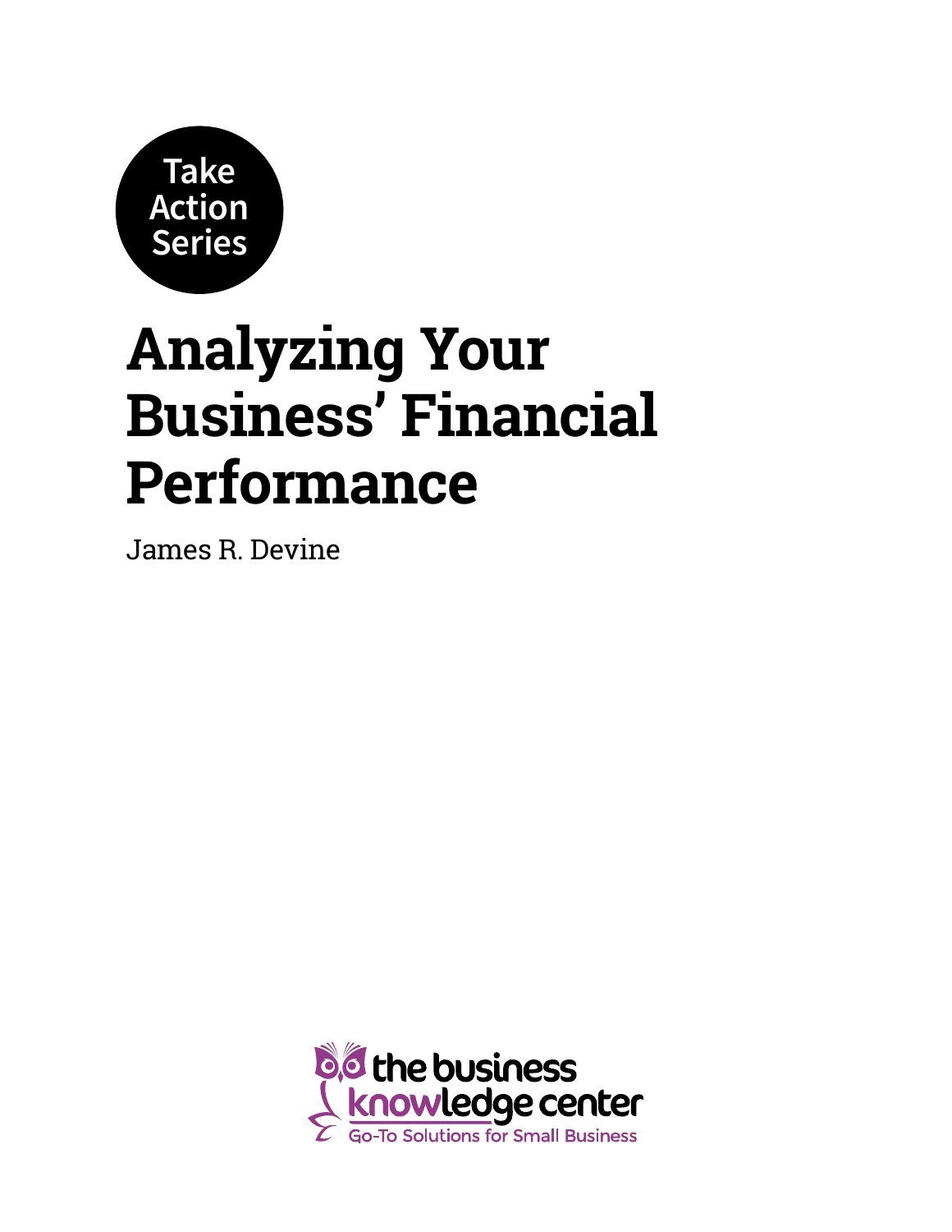Take Action Series

# Analyzing Your Business' Financial Performance

James R. Devine

the business knowledge center

Go-To Solutions for Small Business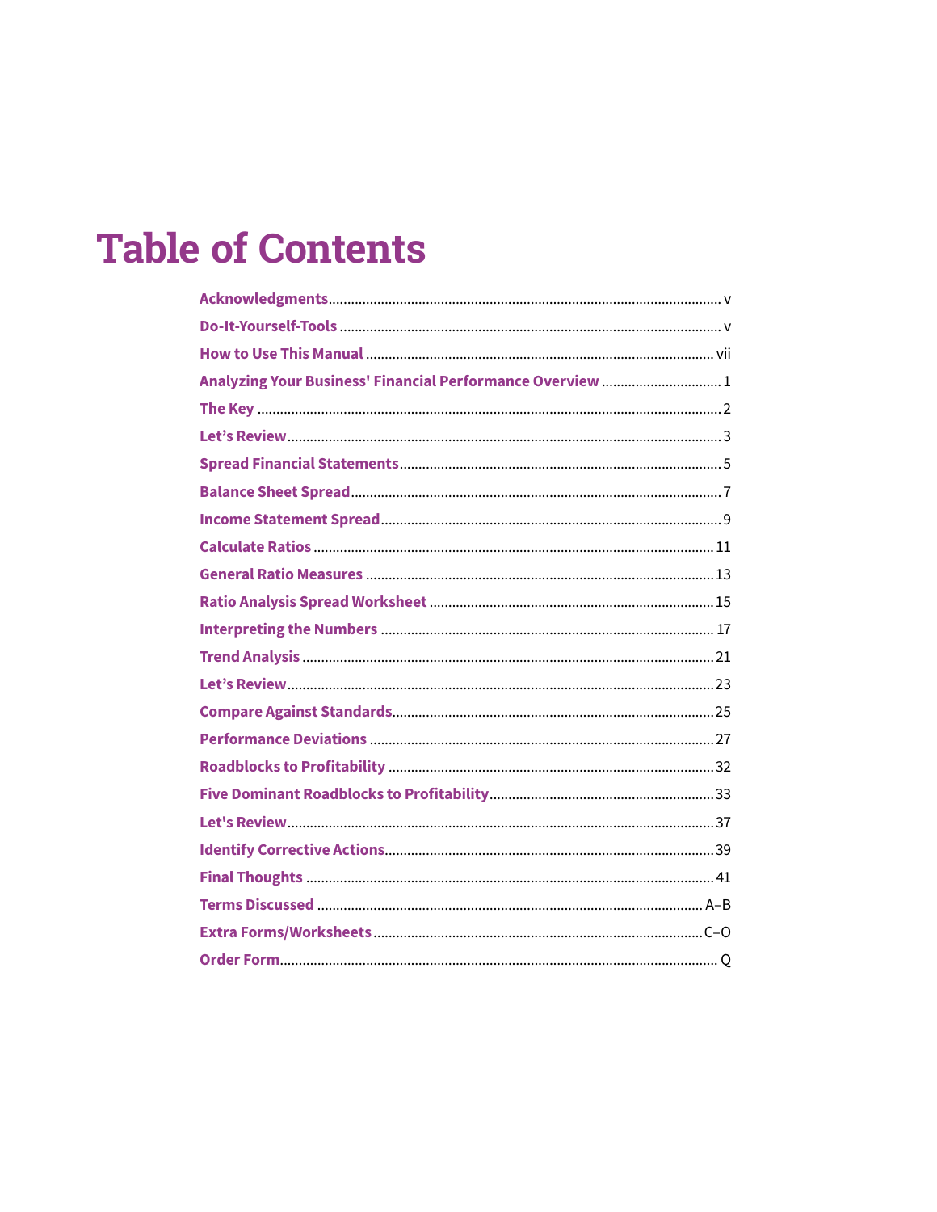# Table of Contents

| Section | Page |
|---|---|
| Acknowledgments | v |
| Do-It-Yourself-Tools | v |
| How to Use This Manual | vii |
| Analyzing Your Business' Financial Performance Overview | 1 |
| The Key | 2 |
| Let's Review | 3 |
| Spread Financial Statements | 5 |
| Balance Sheet Spread | 7 |
| Income Statement Spread | 9 |
| Calculate Ratios | 11 |
| General Ratio Measures | 13 |
| Ratio Analysis Spread Worksheet | 15 |
| Interpreting the Numbers | 17 |
| Trend Analysis | 21 |
| Let's Review | 23 |
| Compare Against Standards | 25 |
| Performance Deviations | 27 |
| Roadblocks to Profitability | 32 |
| Five Dominant Roadblocks to Profitability | 33 |
| Let's Review | 37 |
| Identify Corrective Actions | 39 |
| Final Thoughts | 41 |
| Terms Discussed | A–B |
| Extra Forms/Worksheets | C–O |
| Order Form | Q |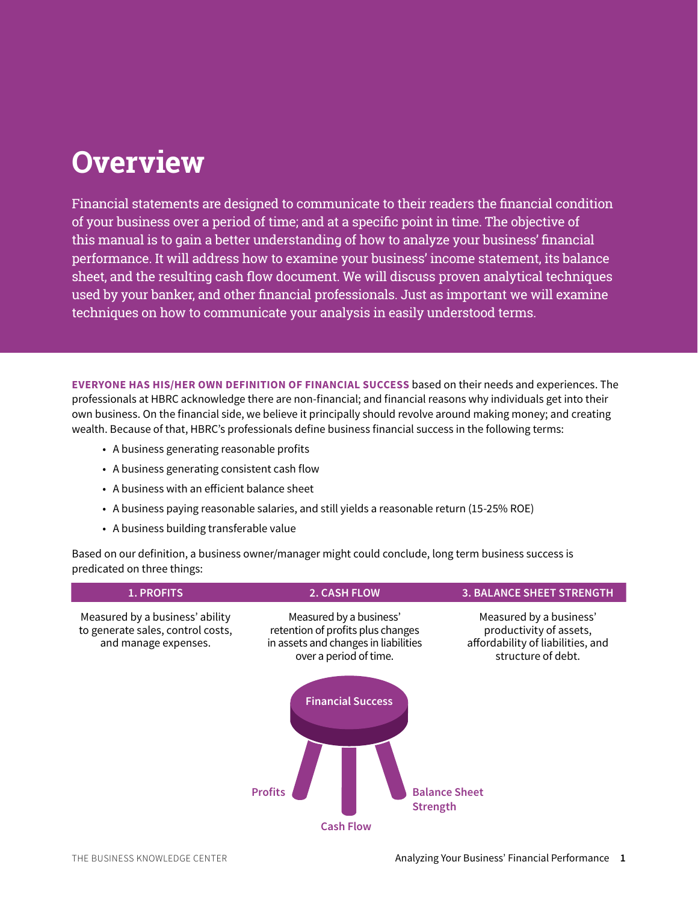# Overview

Financial statements are designed to communicate to their readers the financial condition of your business over a period of time; and at a specific point in time. The objective of this manual is to gain a better understanding of how to analyze your business' financial performance. It will address how to examine your business' income statement, its balance sheet, and the resulting cash flow document. We will discuss proven analytical techniques used by your banker, and other financial professionals. Just as important we will examine techniques on how to communicate your analysis in easily understood terms.

**EVERYONE HAS HIS/HER OWN DEFINITION OF FINANCIAL SUCCESS** based on their needs and experiences. The professionals at HBRC acknowledge there are non-financial; and financial reasons why individuals get into their own business. On the financial side, we believe it principally should revolve around making money; and creating wealth. Because of that, HBRC's professionals define business financial success in the following terms:

- A business generating reasonable profits
- A business generating consistent cash flow
- A business with an efficient balance sheet
- A business paying reasonable salaries, and still yields a reasonable return (15-25% ROE)
- A business building transferable value

Based on our definition, a business owner/manager might could conclude, long term business success is predicated on three things:

| 1. PROFITS | 2. CASH FLOW | 3. BALANCE SHEET STRENGTH |
|---|---|---|
| Measured by a business' ability to generate sales, control costs, and manage expenses. | Measured by a business' retention of profits plus changes in assets and changes in liabilities over a period of time. | Measured by a business' productivity of assets, affordability of liabilities, and structure of debt. |

Financial Success

Profits

Cash Flow

Balance Sheet Strength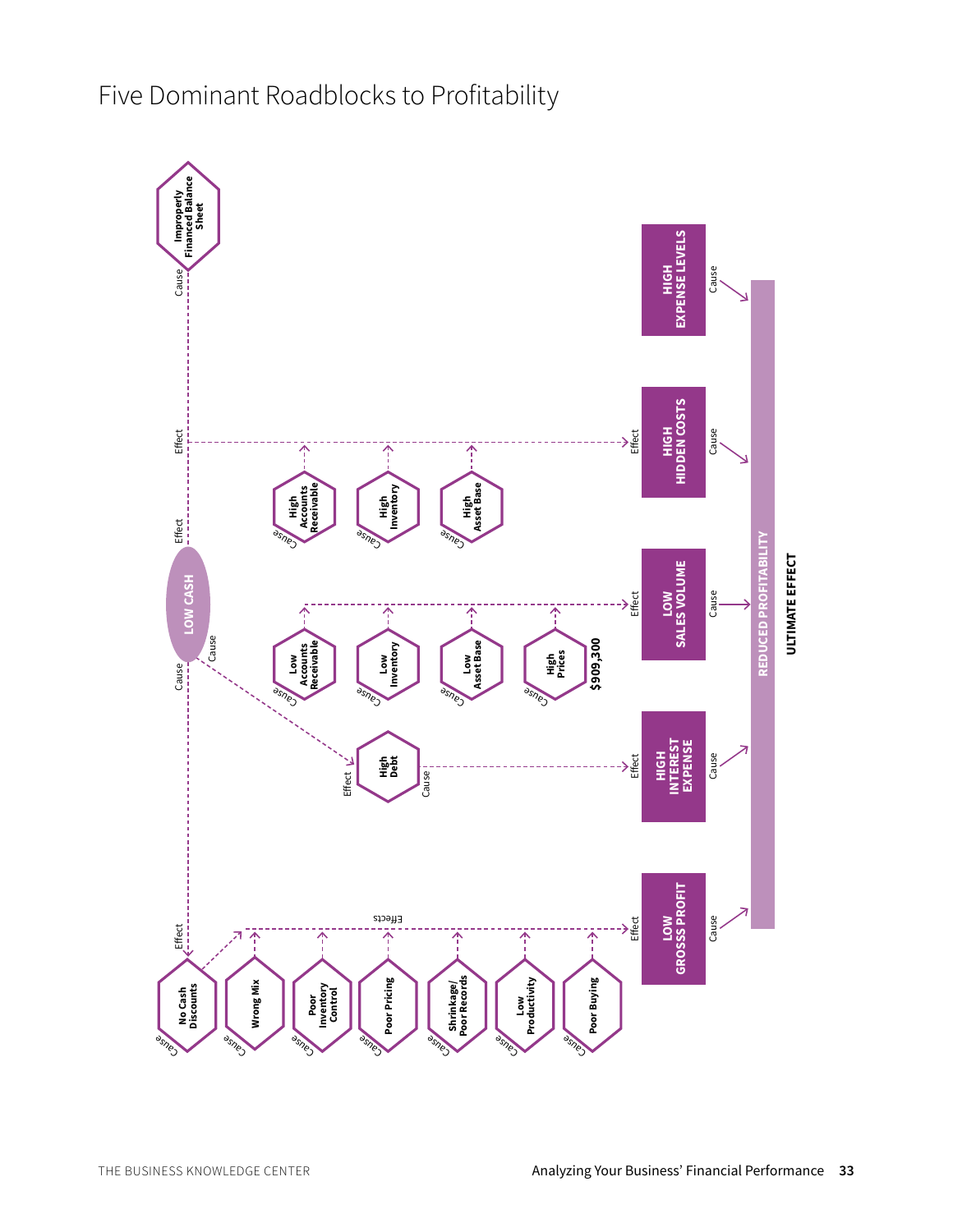# Five Dominant Roadblocks to Profitability

Improperly Financed Balance Sheet

Cause

Effect

LOW CASH

Cause

Cause

Effect

Effect

High Accounts Receivable

High Inventory

High Asset Base

Cause

Cause

Cause

Low Accounts Receivable

Low Inventory

Low Asset Base

High Prices

$909,300

Cause

Cause

Cause

Cause

High Debt

Effect

Cause

No Cash Discounts

Wrong Mix

Poor Inventory Control

Poor Pricing

Shrinkage/ Poor Records

Low Productivity

Poor Buying

Cause

Cause

Cause

Cause

Cause

Cause

Cause

Effects

Effect

Effect

Effect

Effect

HIGH EXPENSE LEVELS

HIGH HIDDEN COSTS

LOW SALES VOLUME

HIGH INTEREST EXPENSE

LOW GROSSS PROFIT

Cause

Cause

Cause

Cause

Cause

REDUCED PROFITABILITY

ULTIMATE EFFECT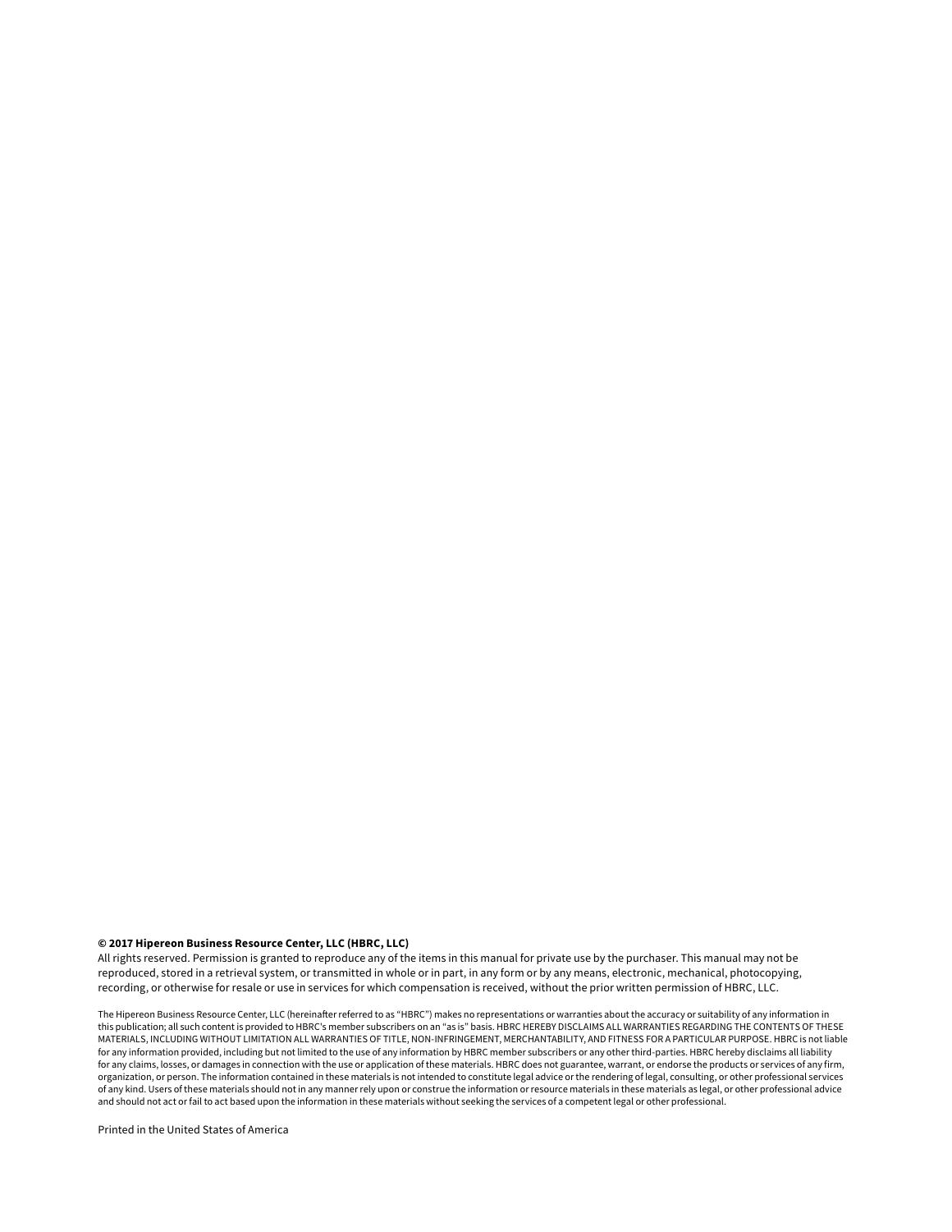**© 2017 Hipereon Business Resource Center, LLC (HBRC, LLC)**
All rights reserved. Permission is granted to reproduce any of the items in this manual for private use by the purchaser. This manual may not be reproduced, stored in a retrieval system, or transmitted in whole or in part, in any form or by any means, electronic, mechanical, photocopying, recording, or otherwise for resale or use in services for which compensation is received, without the prior written permission of HBRC, LLC.

The Hipereon Business Resource Center, LLC (hereinafter referred to as "HBRC") makes no representations or warranties about the accuracy or suitability of any information in this publication; all such content is provided to HBRC's member subscribers on an "as is" basis. HBRC HEREBY DISCLAIMS ALL WARRANTIES REGARDING THE CONTENTS OF THESE MATERIALS, INCLUDING WITHOUT LIMITATION ALL WARRANTIES OF TITLE, NON-INFRINGEMENT, MERCHANTABILITY, AND FITNESS FOR A PARTICULAR PURPOSE. HBRC is not liable for any information provided, including but not limited to the use of any information by HBRC member subscribers or any other third-parties. HBRC hereby disclaims all liability for any claims, losses, or damages in connection with the use or application of these materials. HBRC does not guarantee, warrant, or endorse the products or services of any firm, organization, or person. The information contained in these materials is not intended to constitute legal advice or the rendering of legal, consulting, or other professional services of any kind. Users of these materials should not in any manner rely upon or construe the information or resource materials in these materials as legal, or other professional advice and should not act or fail to act based upon the information in these materials without seeking the services of a competent legal or other professional.

Printed in the United States of America